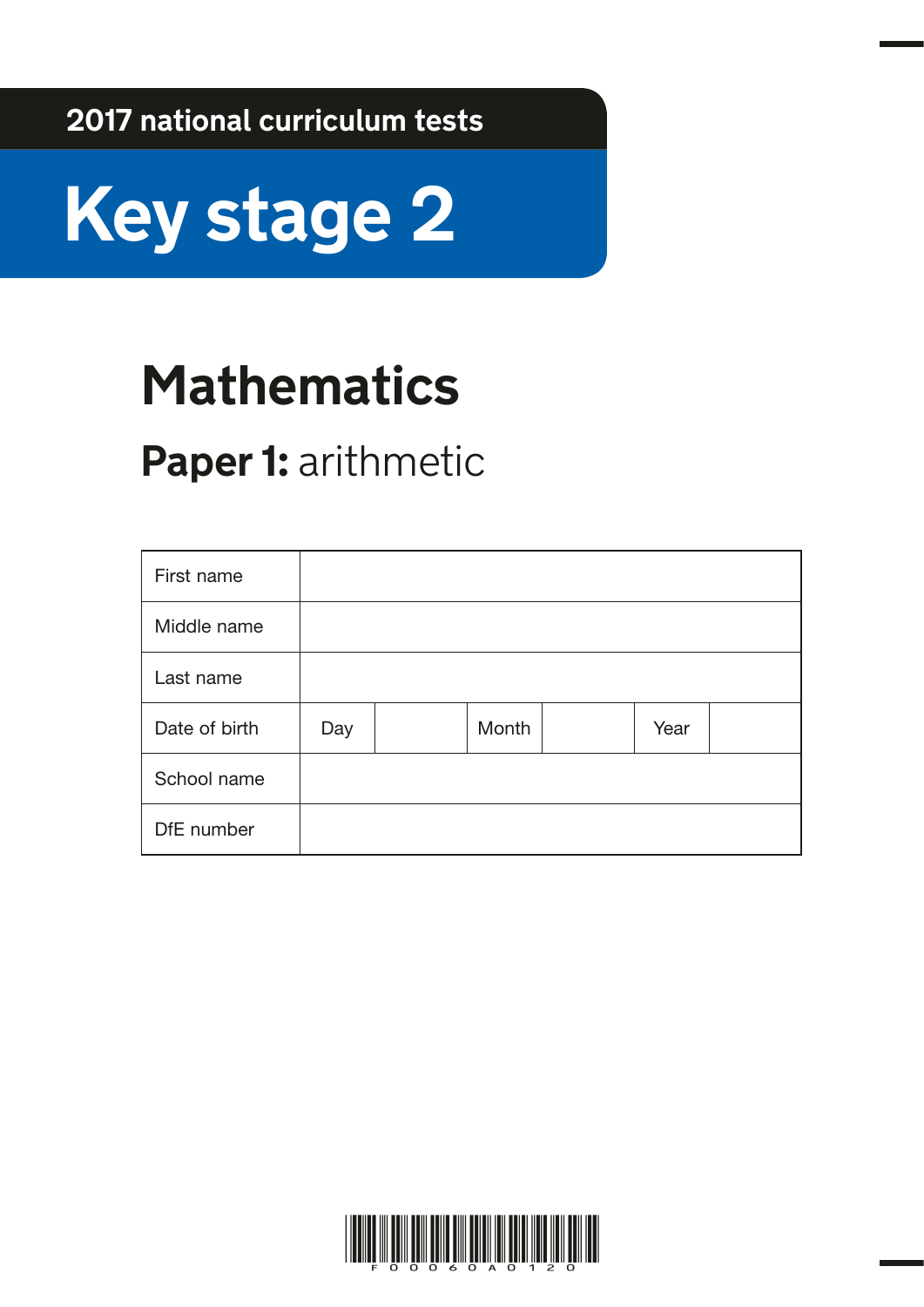2017 national curriculum tests

# Key stage 2

## Mathematics

### **Paper 1:** arithmetic

| First name | | | | | | |
|---|---|---|---|---|---|---|
| Middle name | | | | | | |
| Last name | | | | | | |
| Date of birth | Day | | Month | | Year | |
| School name | | | | | | |
| DfE number | | | | | | |

F 0 0 0 6 0 A 0 1 2 0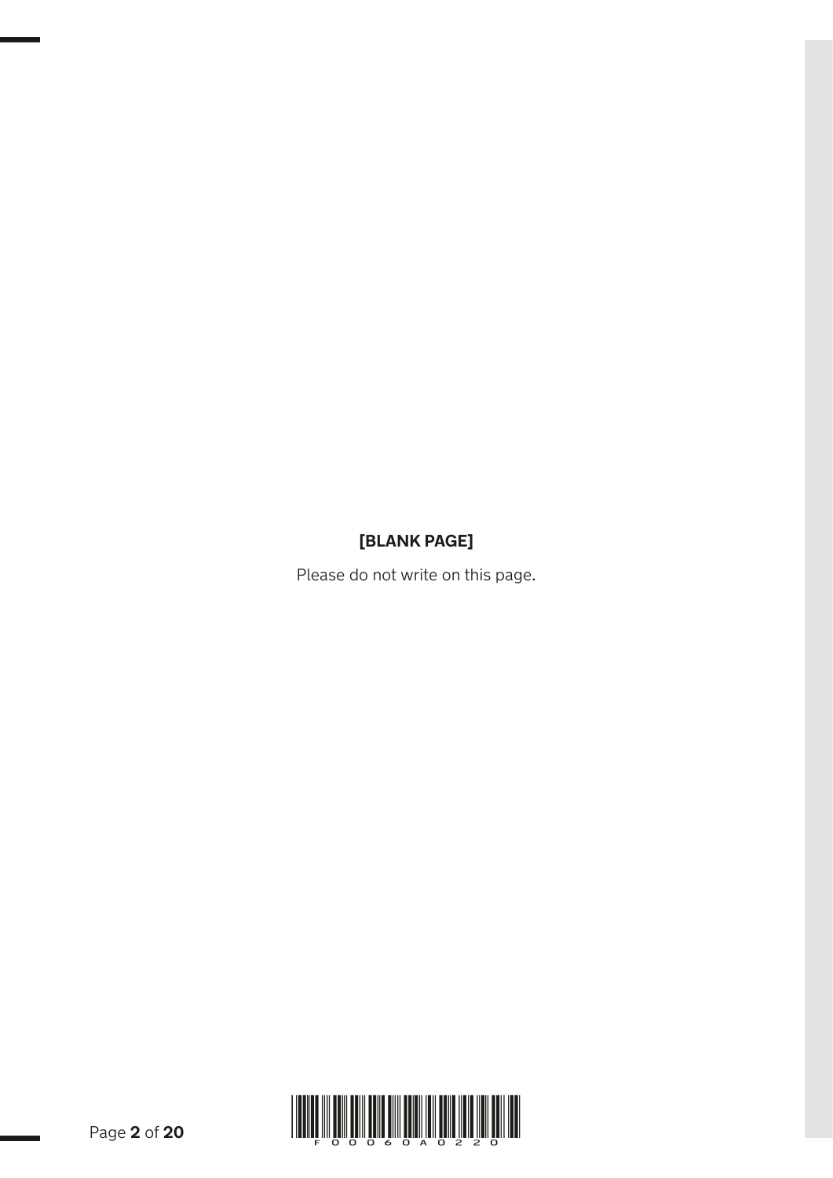**[BLANK PAGE]**

Please do not write on this page.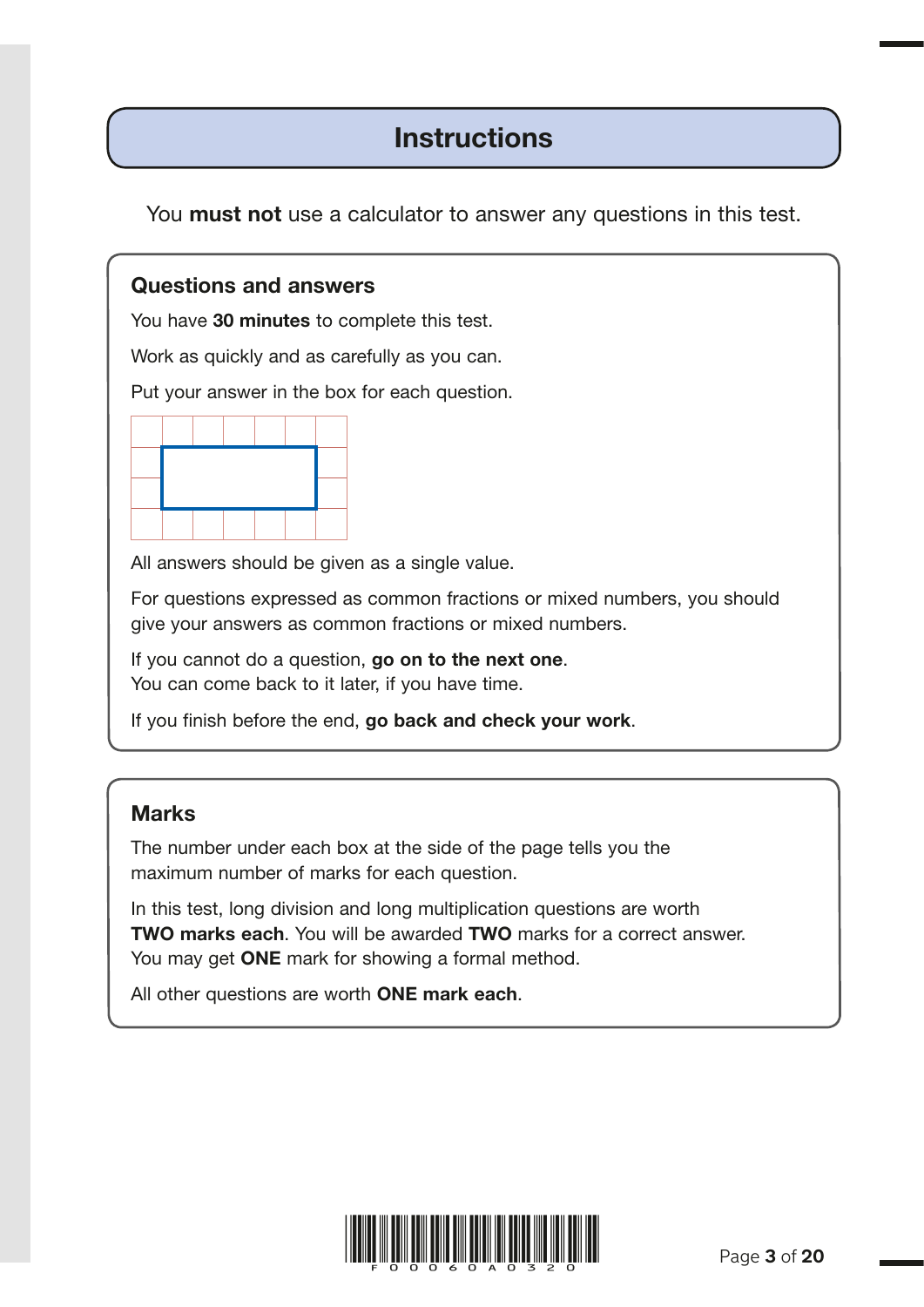# Instructions

You **must not** use a calculator to answer any questions in this test.

## Questions and answers

You have **30 minutes** to complete this test.

Work as quickly and as carefully as you can.

Put your answer in the box for each question.

All answers should be given as a single value.

For questions expressed as common fractions or mixed numbers, you should give your answers as common fractions or mixed numbers.

If you cannot do a question, **go on to the next one**.
You can come back to it later, if you have time.

If you finish before the end, **go back and check your work**.

## Marks

The number under each box at the side of the page tells you the maximum number of marks for each question.

In this test, long division and long multiplication questions are worth **TWO marks each**. You will be awarded **TWO** marks for a correct answer. You may get **ONE** mark for showing a formal method.

All other questions are worth **ONE mark each**.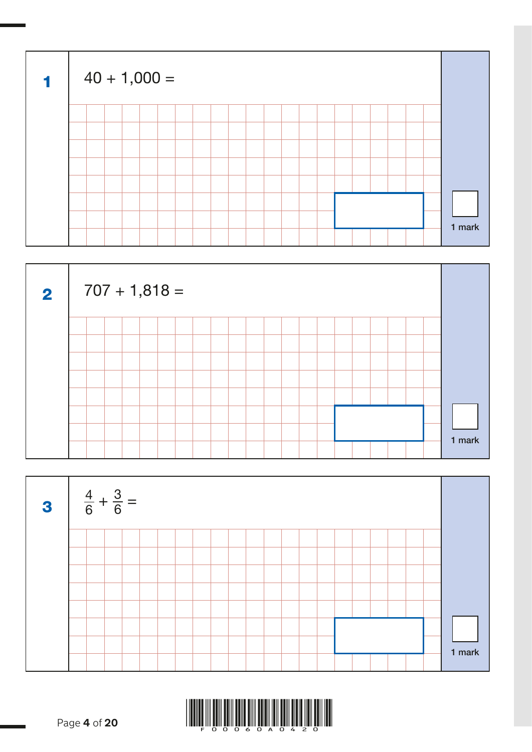**1**

$40 + 1{,}000 =$

1 mark

**2**

$707 + 1{,}818 =$

1 mark

**3**

$\frac{4}{6} + \frac{3}{6} =$

1 mark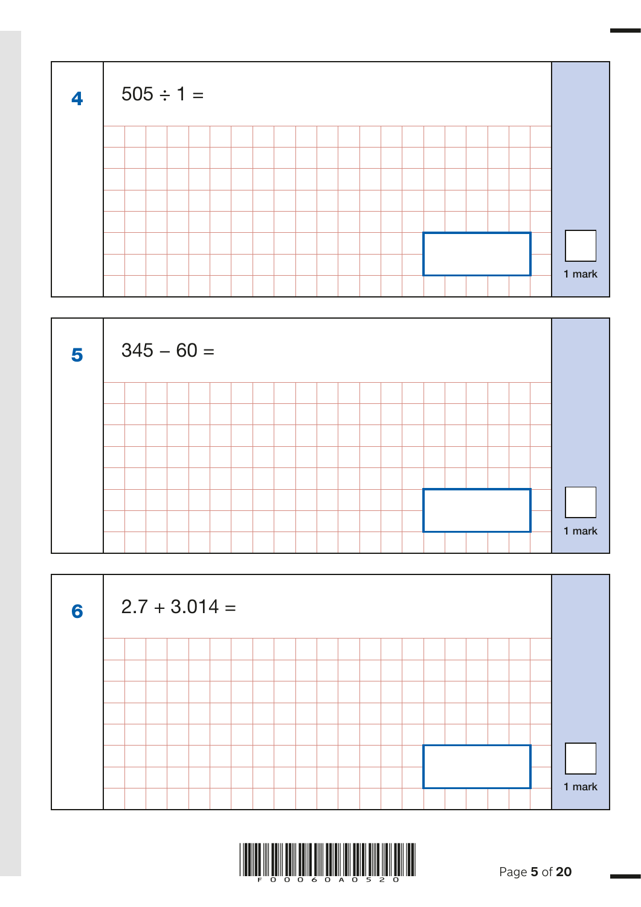**4** $505 \div 1 =$

1 mark

**5** $345 - 60 =$

1 mark

**6** $2.7 + 3.014 =$

1 mark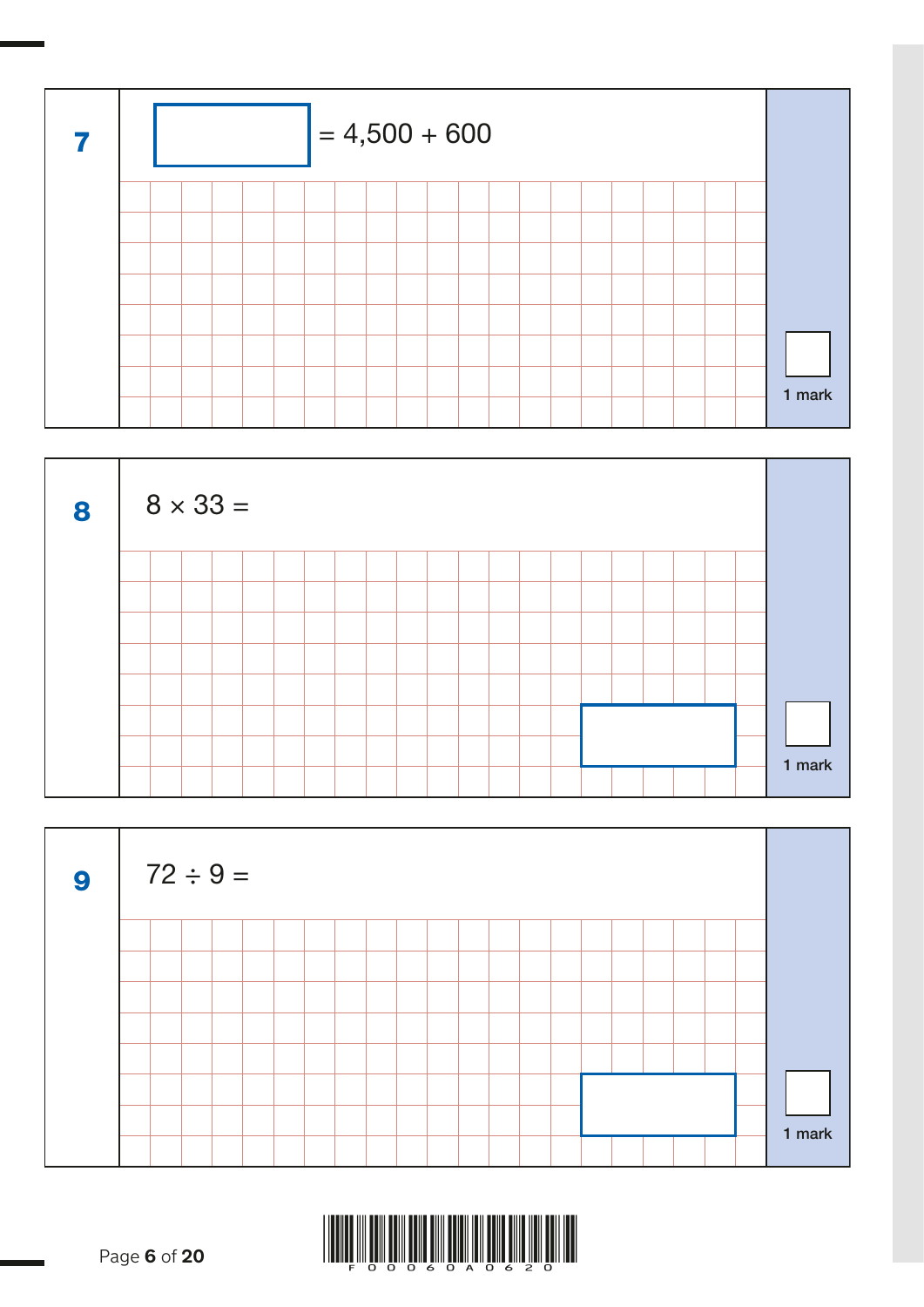**7**

$\square = 4{,}500 + 600$

1 mark

**8**

$8 \times 33 =$

1 mark

**9**

$72 \div 9 =$

1 mark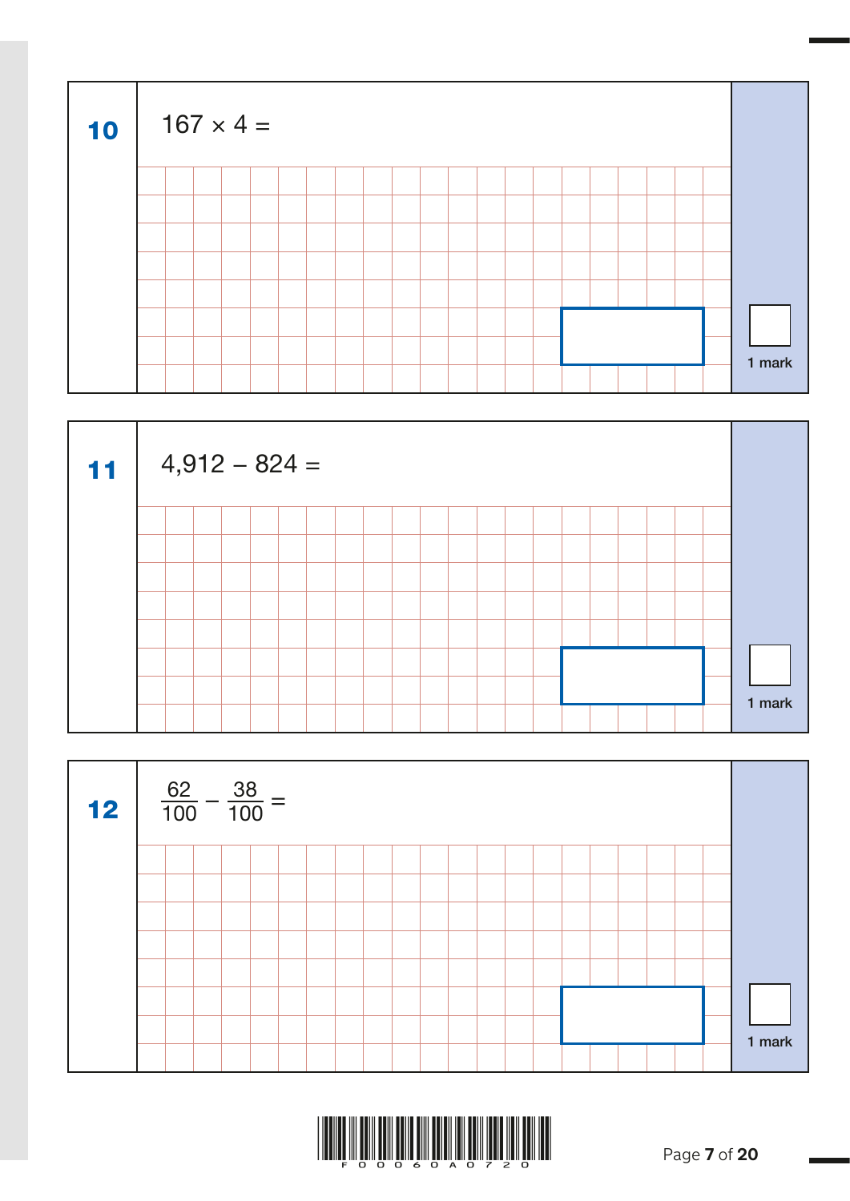**10**

$167 \times 4 =$

1 mark

**11**

$4{,}912 - 824 =$

1 mark

**12**

$\frac{62}{100} - \frac{38}{100} =$

1 mark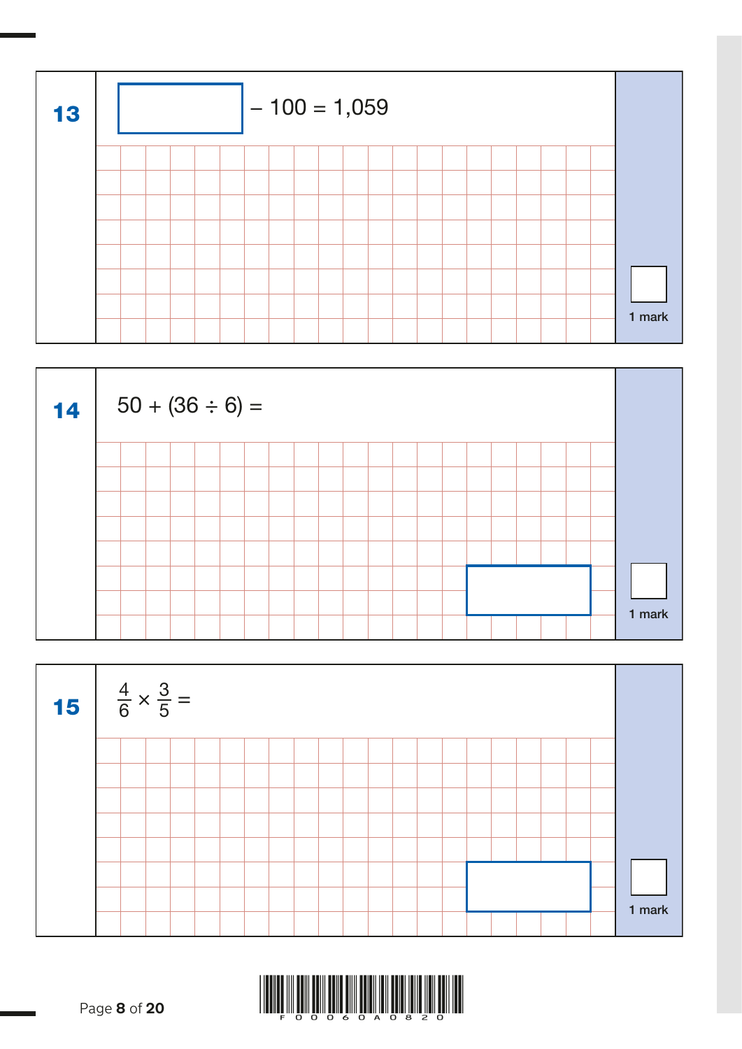**13**

$\square - 100 = 1{,}059$

1 mark

**14**

$50 + (36 \div 6) =$

1 mark

**15**

$\frac{4}{6} \times \frac{3}{5} =$

1 mark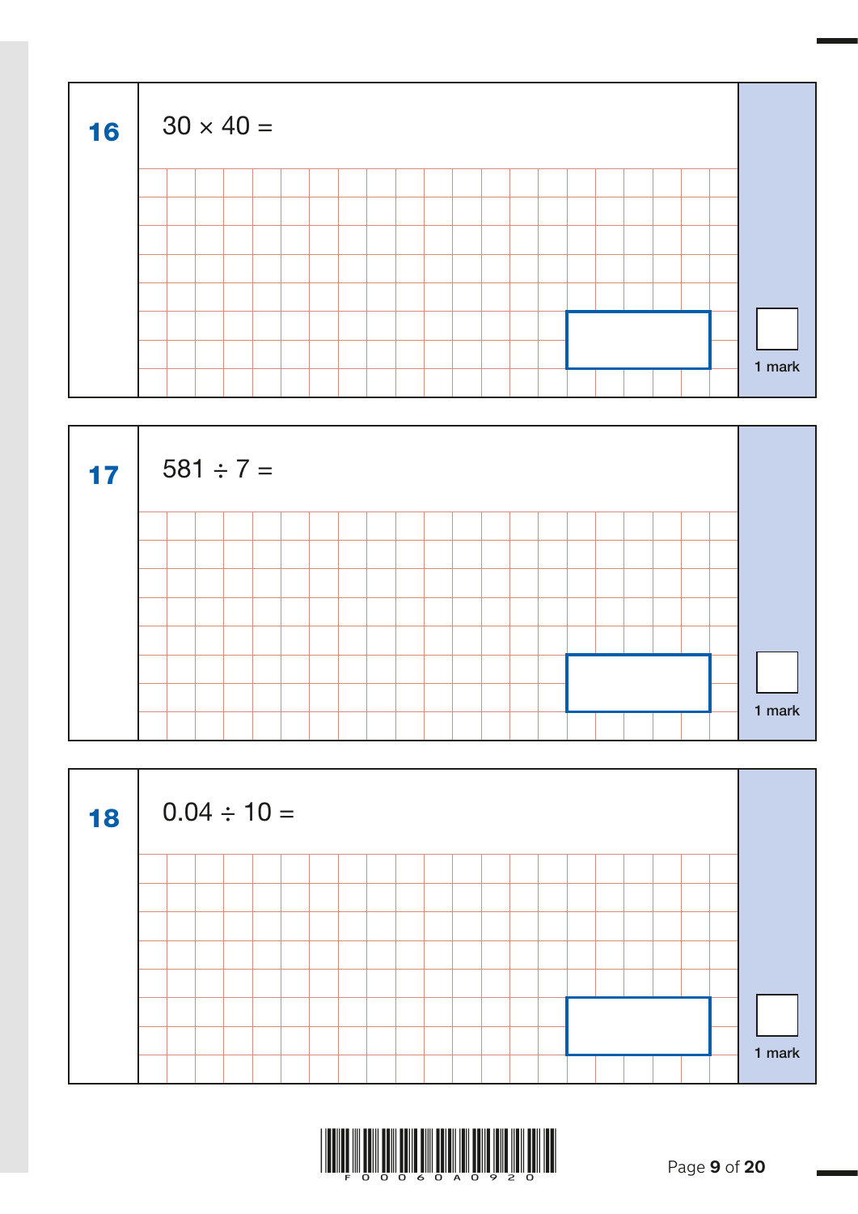**16** $30 \times 40 =$

1 mark

**17** $581 \div 7 =$

1 mark

**18** $0.04 \div 10 =$

1 mark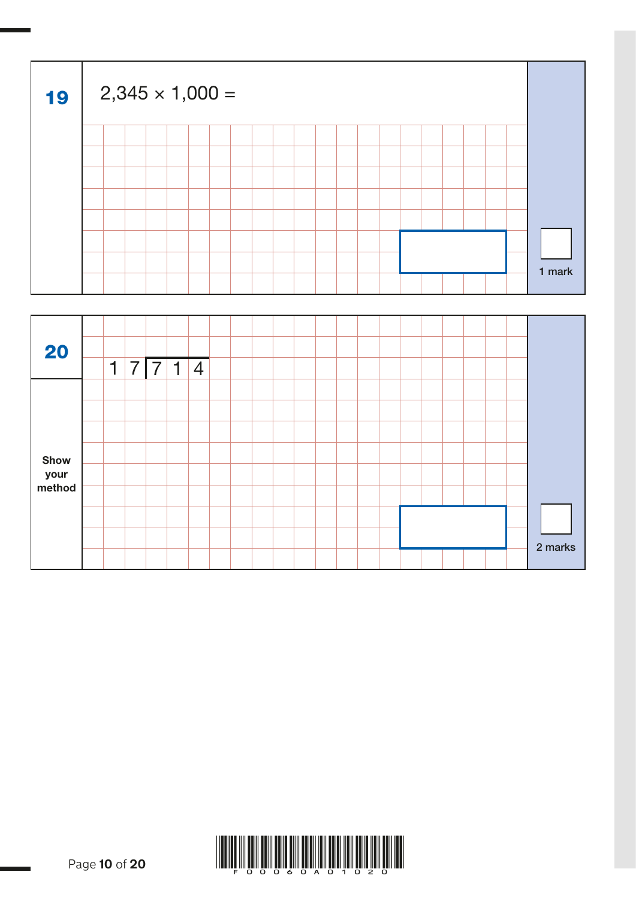**19**

$2{,}345 \times 1{,}000 =$

1 mark

**20**

$$17\overline{)714}$$

**Show your method**

2 marks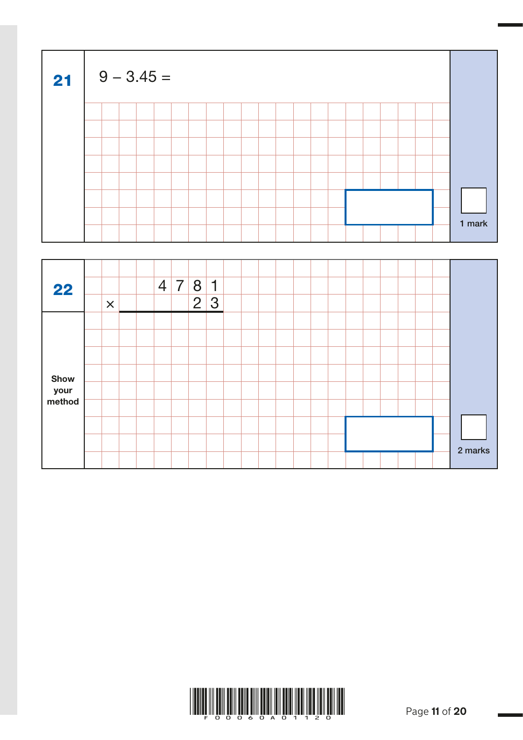**21**

$9 - 3.45 =$

1 mark

**22**

$$\begin{array}{r} 4781 \\ \times \quad 23 \\ \hline \end{array}$$

**Show your method**

2 marks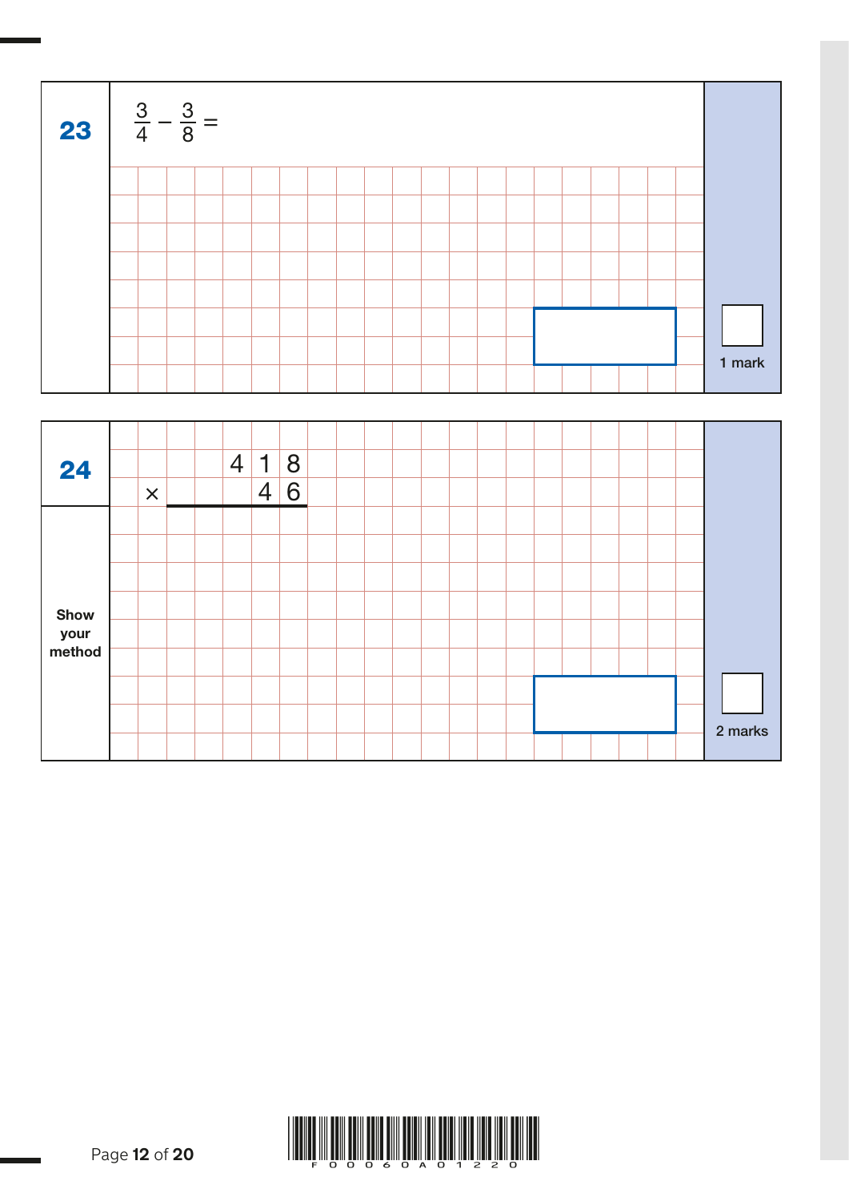**23**

$\frac{3}{4} - \frac{3}{8} =$

1 mark

**24**

$$
\begin{array}{r}
418 \\
\times \quad 46 \\
\hline
\end{array}
$$

**Show your method**

2 marks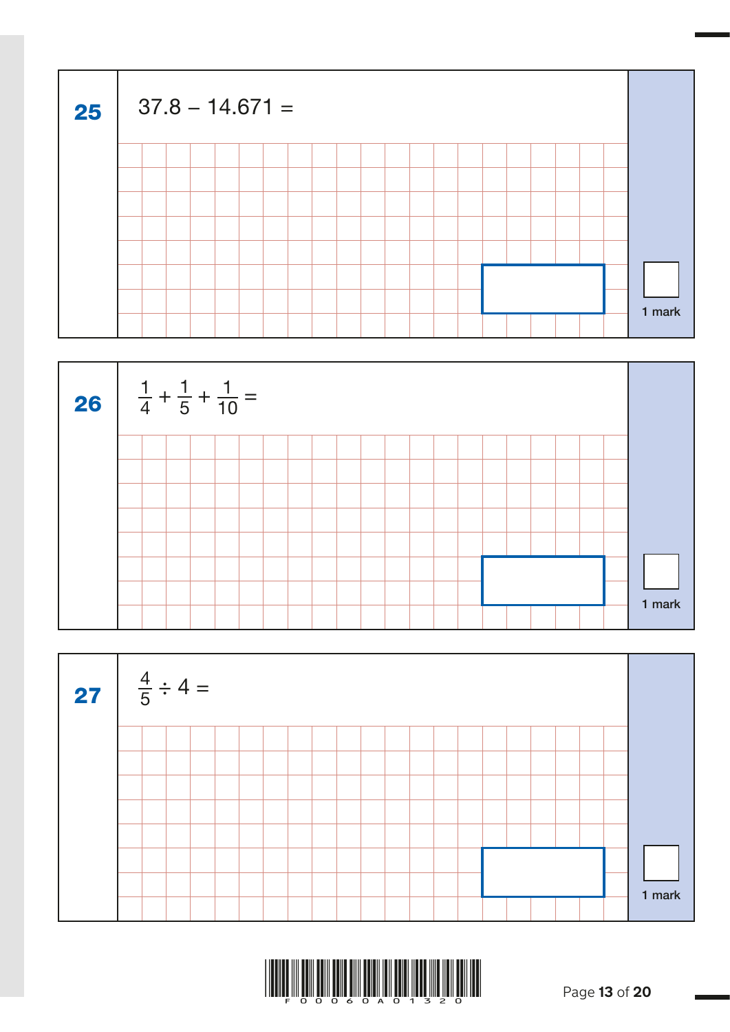**25** $37.8 - 14.671 =$

1 mark

**26** $\frac{1}{4} + \frac{1}{5} + \frac{1}{10} =$

1 mark

**27** $\frac{4}{5} \div 4 =$

1 mark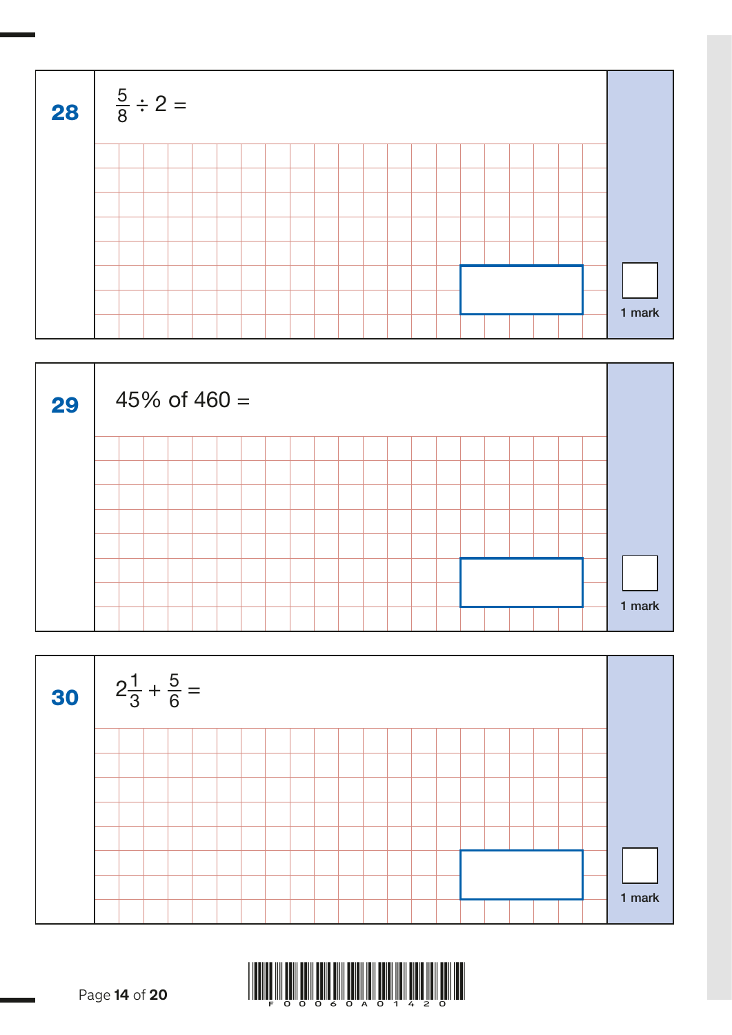**28**

$\frac{5}{8} \div 2 =$

1 mark

**29**

45% of 460 =

1 mark

**30**

$2\frac{1}{3} + \frac{5}{6} =$

1 mark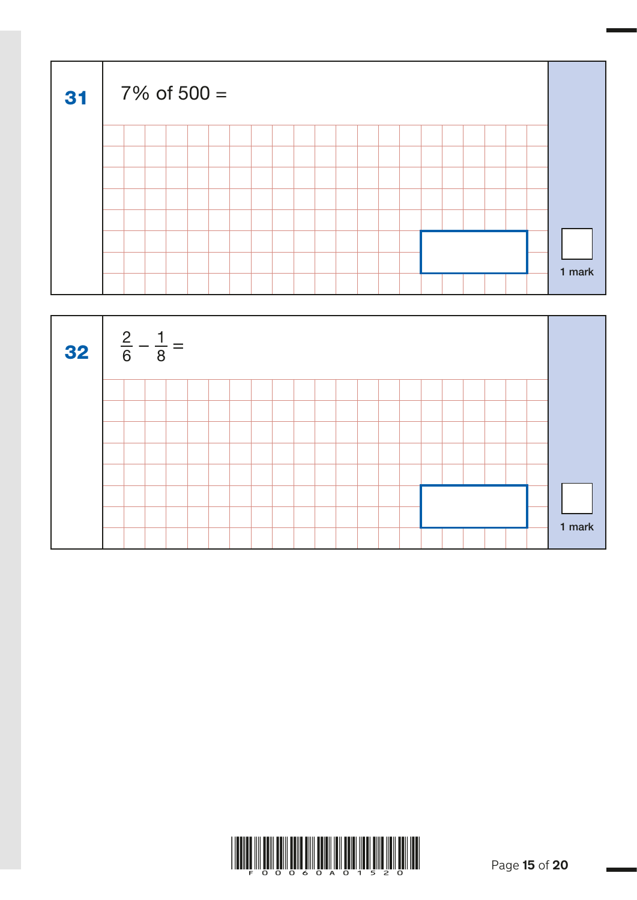**31**

7% of 500 =

1 mark

**32**

$\frac{2}{6} - \frac{1}{8} =$

1 mark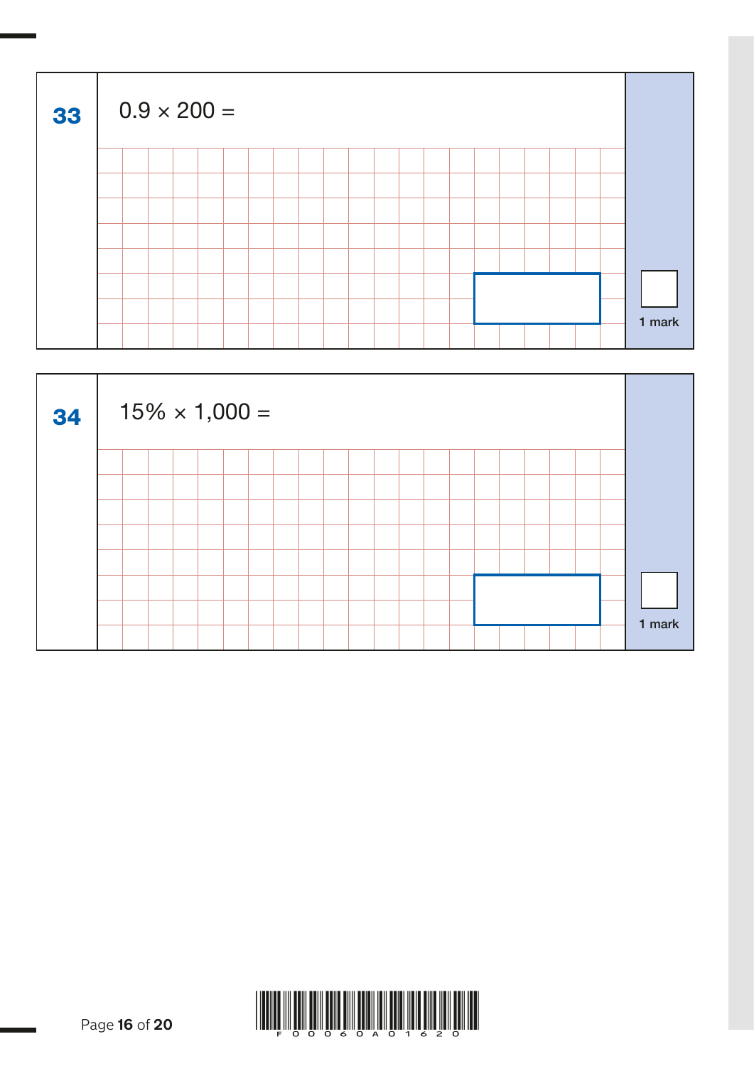**33**

$0.9 \times 200 =$

1 mark

**34**

$15\% \times 1{,}000 =$

1 mark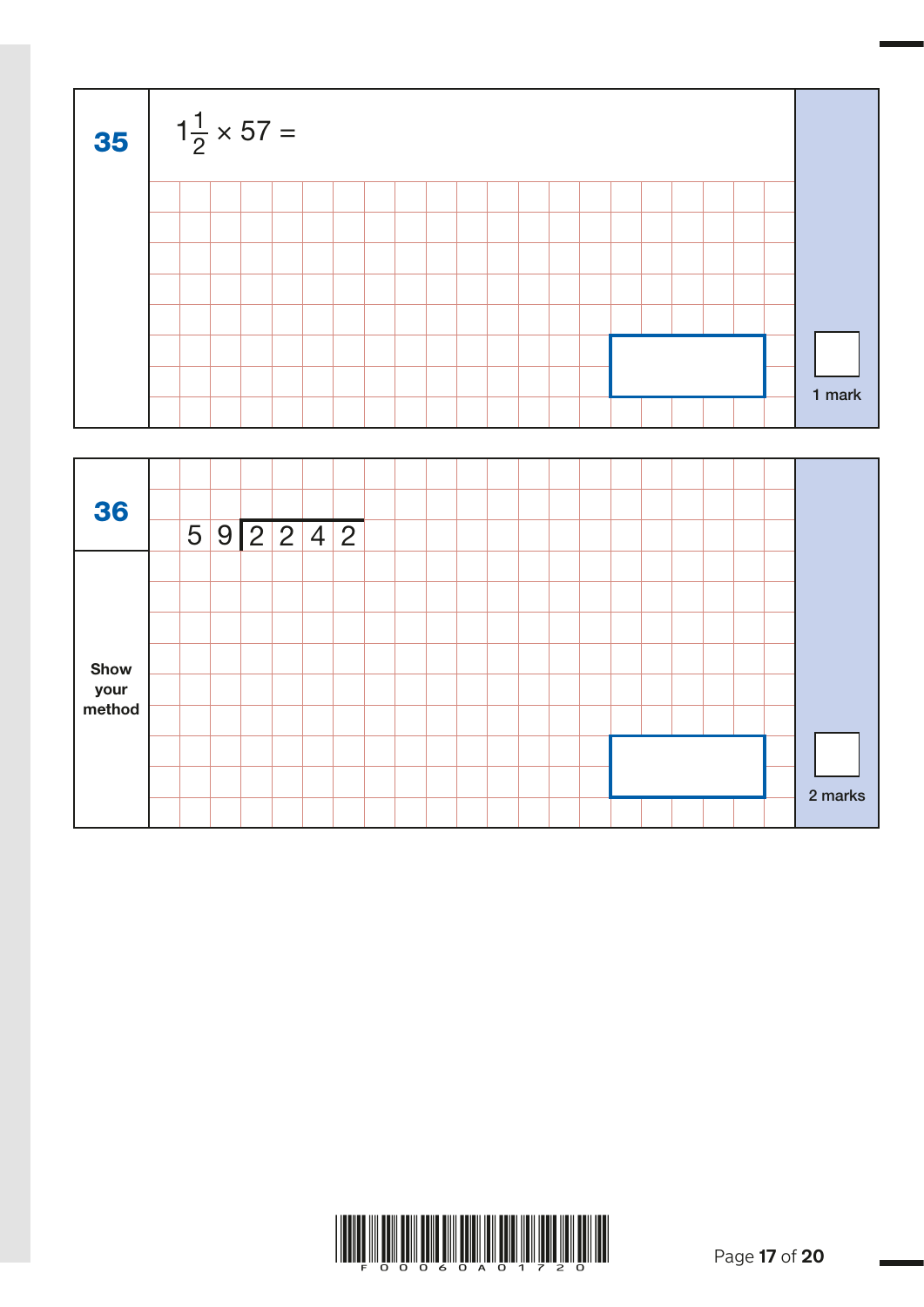**35**

$1\frac{1}{2} \times 57 =$

1 mark

**36**

$$59\overline{)2242}$$

Show your method

2 marks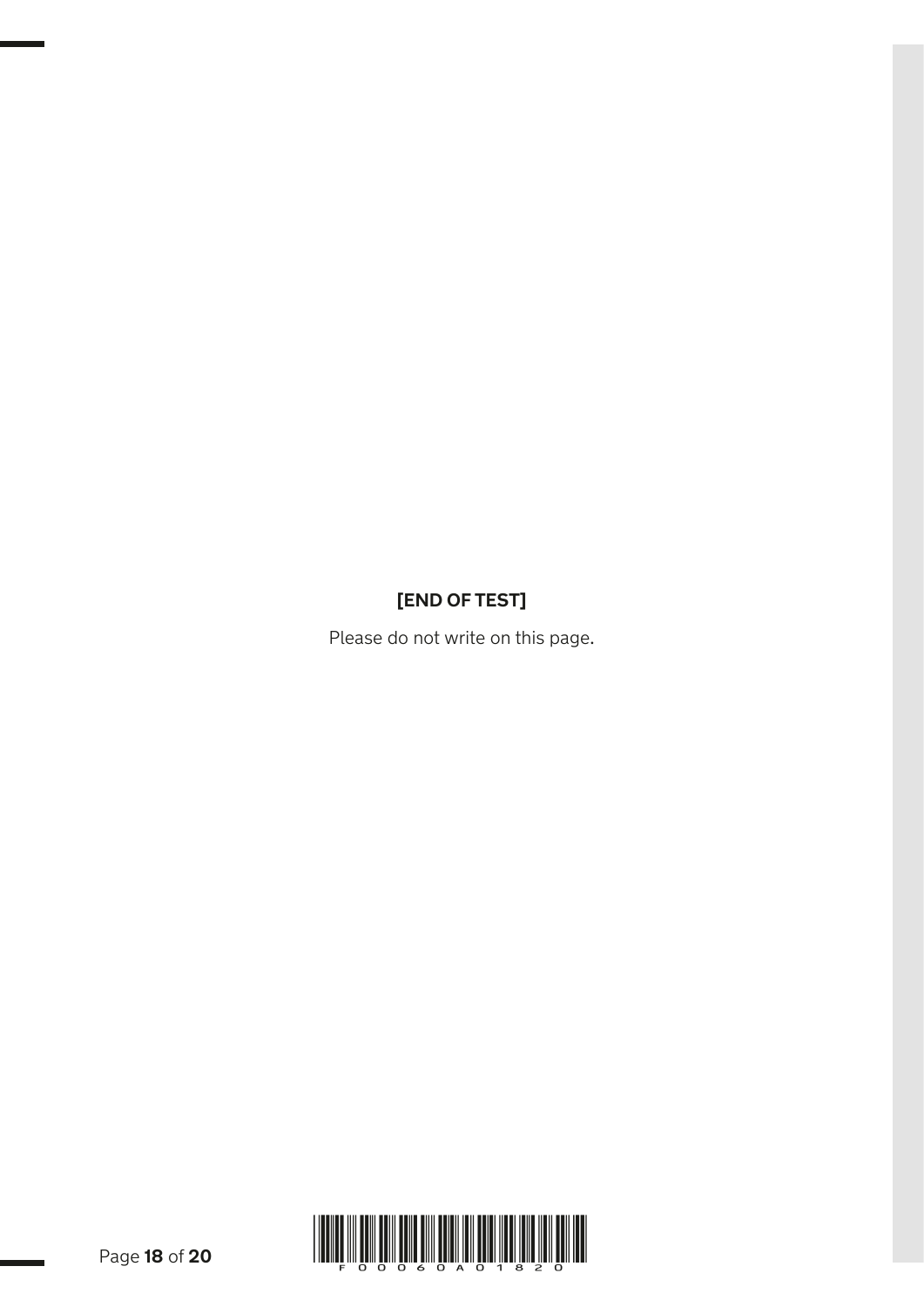**[END OF TEST]**

Please do not write on this page.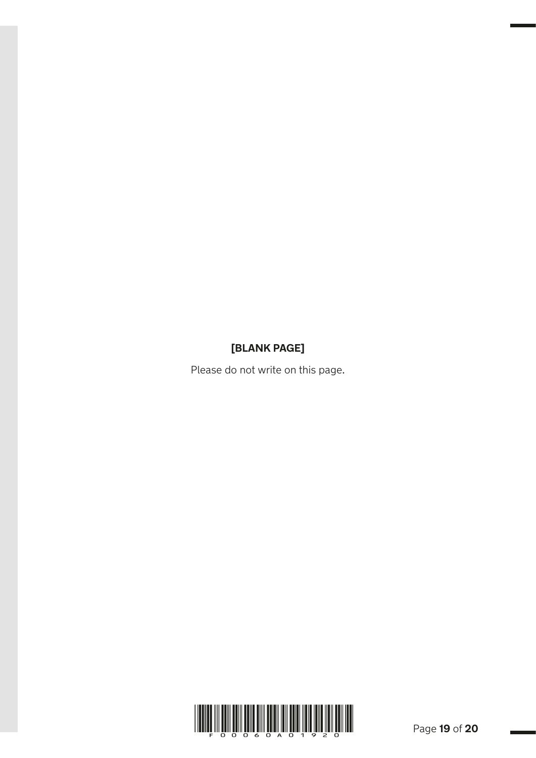**[BLANK PAGE]**

Please do not write on this page.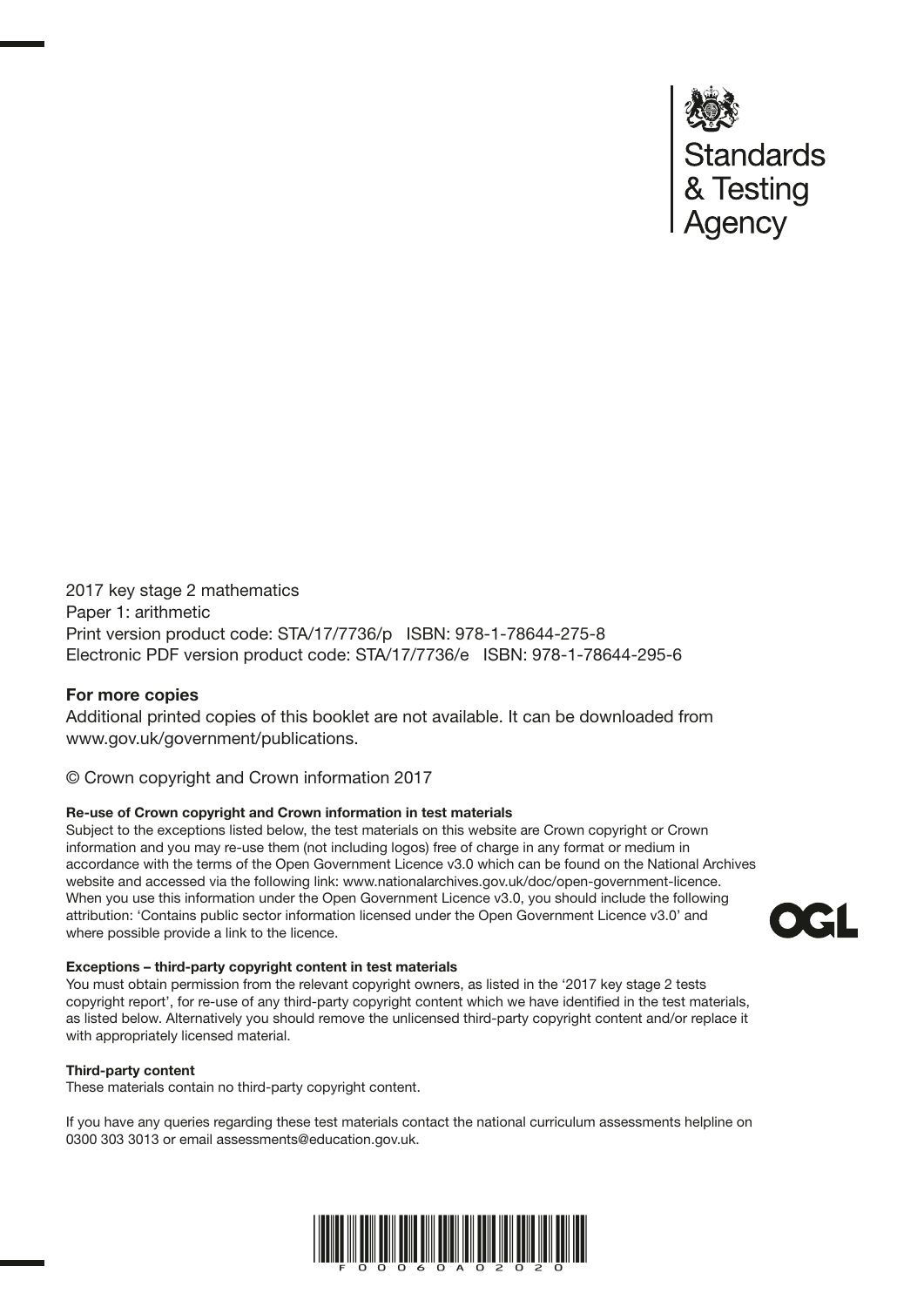Standards
& Testing
Agency

2017 key stage 2 mathematics
Paper 1: arithmetic
Print version product code: STA/17/7736/p ISBN: 978-1-78644-275-8
Electronic PDF version product code: STA/17/7736/e ISBN: 978-1-78644-295-6

**For more copies**

Additional printed copies of this booklet are not available. It can be downloaded from www.gov.uk/government/publications.

© Crown copyright and Crown information 2017

**Re-use of Crown copyright and Crown information in test materials**

Subject to the exceptions listed below, the test materials on this website are Crown copyright or Crown information and you may re-use them (not including logos) free of charge in any format or medium in accordance with the terms of the Open Government Licence v3.0 which can be found on the National Archives website and accessed via the following link: www.nationalarchives.gov.uk/doc/open-government-licence. When you use this information under the Open Government Licence v3.0, you should include the following attribution: 'Contains public sector information licensed under the Open Government Licence v3.0' and where possible provide a link to the licence.

**Exceptions – third-party copyright content in test materials**

You must obtain permission from the relevant copyright owners, as listed in the '2017 key stage 2 tests copyright report', for re-use of any third-party copyright content which we have identified in the test materials, as listed below. Alternatively you should remove the unlicensed third-party copyright content and/or replace it with appropriately licensed material.

**Third-party content**

These materials contain no third-party copyright content.

If you have any queries regarding these test materials contact the national curriculum assessments helpline on 0300 303 3013 or email assessments@education.gov.uk.

F 0 0 0 6 0 A 0 2 0 2 0